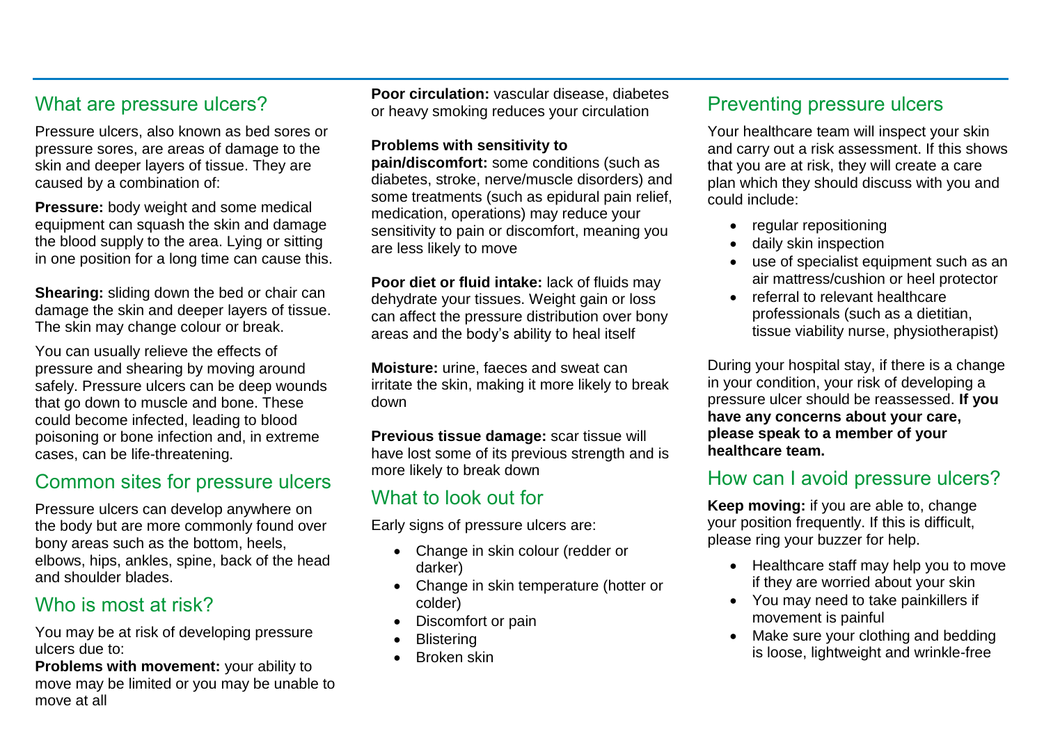## What are pressure ulcers?

Pressure ulcers, also known as bed sores or pressure sores, are areas of damage to the skin and deeper layers of tissue. They are caused by a combination of:

**Pressure:** body weight and some medical equipment can squash the skin and damage the blood supply to the area. Lying or sitting in one position for a long time can cause this.

**Shearing:** sliding down the bed or chair can damage the skin and deeper layers of tissue. The skin may change colour or break.

You can usually relieve the effects of pressure and shearing by moving around safely. Pressure ulcers can be deep wounds that go down to muscle and bone. These could become infected, leading to blood poisoning or bone infection and, in extreme cases, can be life-threatening.

## Common sites for pressure ulcers

Pressure ulcers can develop anywhere on the body but are more commonly found over bony areas such as the bottom, heels, elbows, hips, ankles, spine, back of the head and shoulder blades.

## Who is most at risk?

You may be at risk of developing pressure ulcers due to:

**Problems with movement:** your ability to move may be limited or you may be unable to move at all

**Poor circulation:** vascular disease, diabetes or heavy smoking reduces your circulation

**Problems with sensitivity to pain/discomfort:** some conditions (such as diabetes, stroke, nerve/muscle disorders) and some treatments (such as epidural pain relief, medication, operations) may reduce your sensitivity to pain or discomfort, meaning you are less likely to move

**Poor diet or fluid intake:** lack of fluids may dehydrate your tissues. Weight gain or loss can affect the pressure distribution over bony areas and the body's ability to heal itself

**Moisture:** urine, faeces and sweat can irritate the skin, making it more likely to break down

**Previous tissue damage:** scar tissue will have lost some of its previous strength and is more likely to break down

## What to look out for

Early signs of pressure ulcers are:

- Change in skin colour (redder or darker)
- Change in skin temperature (hotter or colder)
- Discomfort or pain
- Blistering
- Broken skin

## Preventing pressure ulcers

Your healthcare team will inspect your skin and carry out a risk assessment. If this shows that you are at risk, they will create a care plan which they should discuss with you and could include:

- regular repositioning
- daily skin inspection
- use of specialist equipment such as an air mattress/cushion or heel protector
- referral to relevant healthcare professionals (such as a dietitian, tissue viability nurse, physiotherapist)

During your hospital stay, if there is a change in your condition, your risk of developing a pressure ulcer should be reassessed. **If you have any concerns about your care, please speak to a member of your healthcare team.**

## How can I avoid pressure ulcers?

**Keep moving:** if you are able to, change your position frequently. If this is difficult, please ring your buzzer for help.

- Healthcare staff may help you to move if they are worried about your skin
- You may need to take painkillers if movement is painful
- Make sure your clothing and bedding is loose, lightweight and wrinkle-free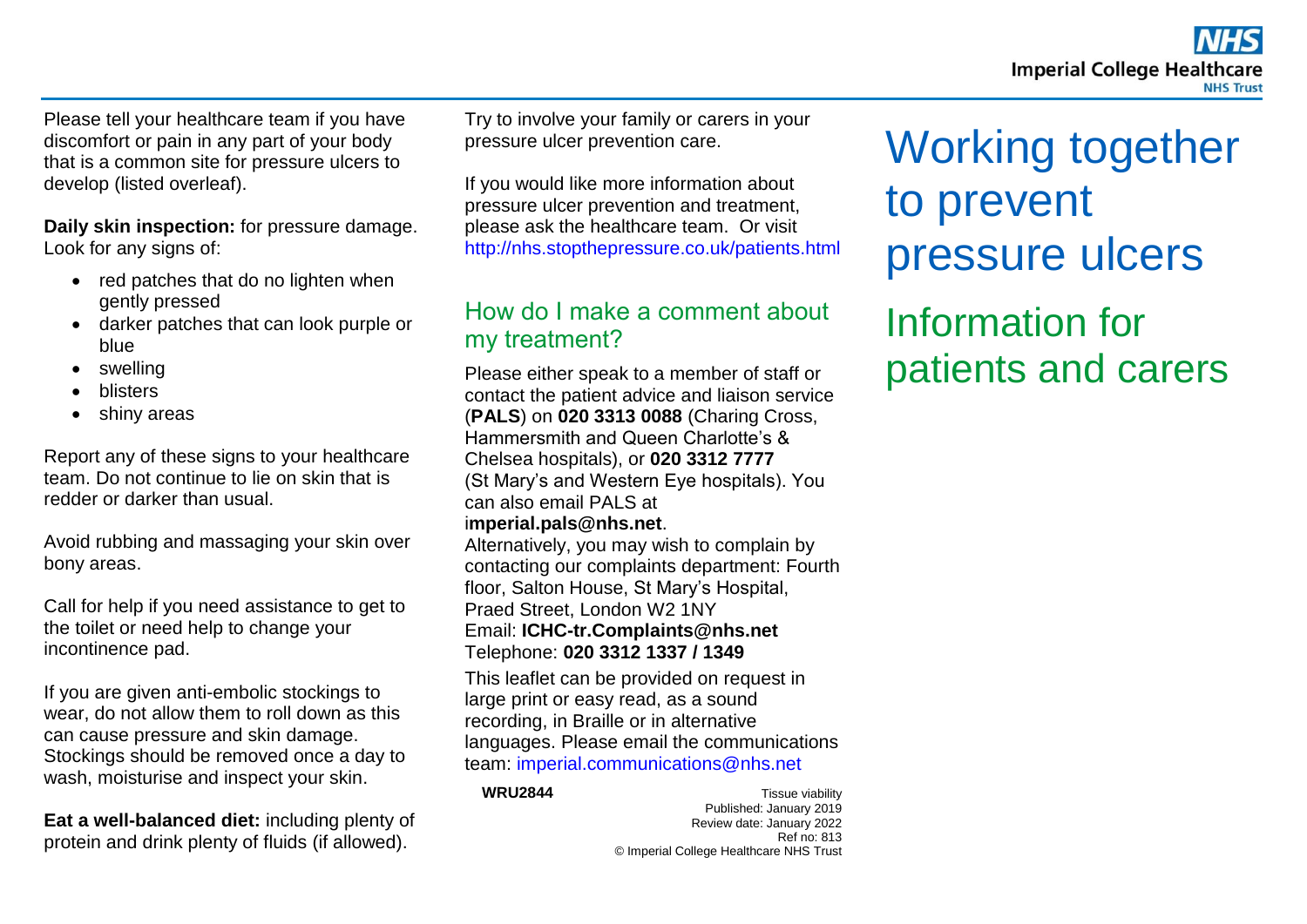Please tell your healthcare team if you have discomfort or pain in any part of your body that is a common site for pressure ulcers to develop (listed overleaf).

**Daily skin inspection:** for pressure damage. Look for any signs of:

- red patches that do no lighten when gently pressed
- darker patches that can look purple or blue
- swelling
- blisters
- shiny areas

Report any of these signs to your healthcare team. Do not continue to lie on skin that is redder or darker than usual.

Avoid rubbing and massaging your skin over bony areas.

Call for help if you need assistance to get to the toilet or need help to change your incontinence pad.

If you are given anti-embolic stockings to wear, do not allow them to roll down as this can cause pressure and skin damage. Stockings should be removed once a day to wash, moisturise and inspect your skin.

**Eat a well-balanced diet:** including plenty of protein and drink plenty of fluids (if allowed).

Try to involve your family or carers in your pressure ulcer prevention care.

If you would like more information about pressure ulcer prevention and treatment, please ask the healthcare team. Or visit http://nhs.stopthepressure.co.uk/patients.html

## How do I make a comment about my treatment?

Please either speak to a member of staff or contact the patient advice and liaison service (**PALS**) on **020 3313 0088** (Charing Cross, Hammersmith and Queen Charlotte's & Chelsea hospitals), or **020 3312 7777** (St Mary's and Western Eye hospitals). You can also email PALS at **imperial.pals@nhs.net**.
Alternatively, you may wish to complain by contacting our complaints department: Fourth floor, Salton House, St Mary's Hospital, Praed Street, London W2 1NY
Email: **ICHC-tr.Complaints@nhs.net**
Telephone: **020 3312 1337 / 1349**

This leaflet can be provided on request in large print or easy read, as a sound recording, in Braille or in alternative languages. Please email the communications team: imperial.communications@nhs.net

**WRU2844**

Tissue viability
Published: January 2019
Review date: January 2022
Ref no: 813
© Imperial College Healthcare NHS Trust

NHS
Imperial College Healthcare
NHS Trust

# Working together to prevent pressure ulcers

## Information for patients and carers